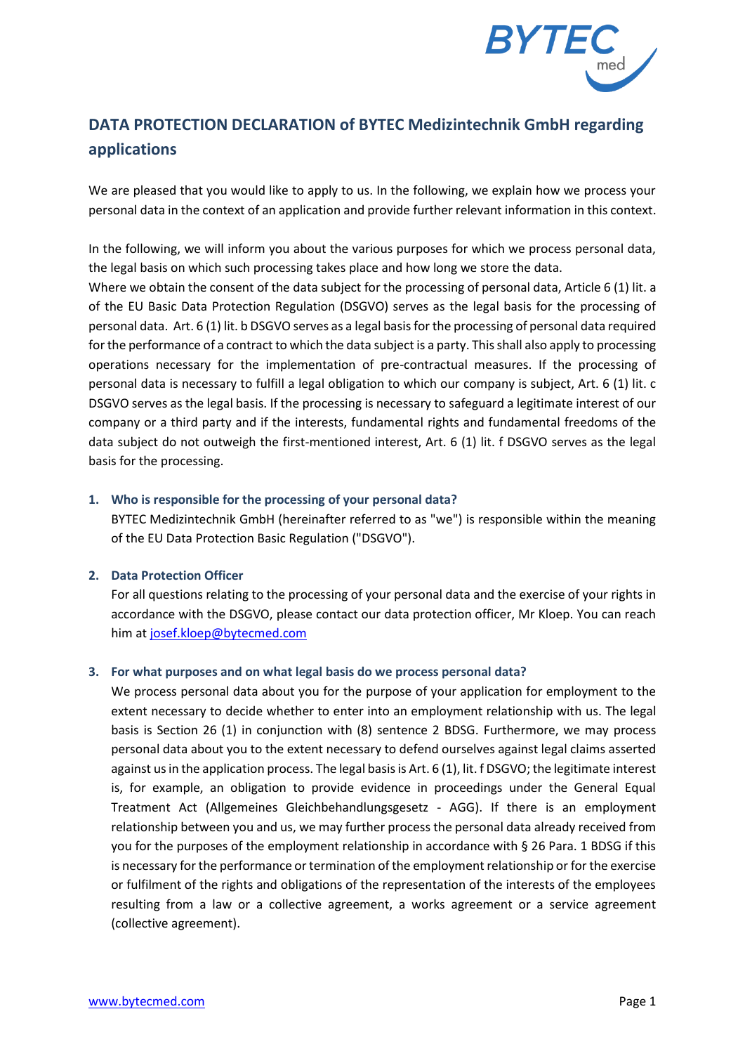# DATA PROTECTION DECLARATION of BYTEC Medizintechnik GmbH regarding applications

We are pleased that you would like to apply to us. In the following, we explain how we process your personal data in the context of an application and provide further relevant information in this context.

In the following, we will inform you about the various purposes for which we process personal data, the legal basis on which such processing takes place and how long we store the data.
Where we obtain the consent of the data subject for the processing of personal data, Article 6 (1) lit. a of the EU Basic Data Protection Regulation (DSGVO) serves as the legal basis for the processing of personal data. Art. 6 (1) lit. b DSGVO serves as a legal basis for the processing of personal data required for the performance of a contract to which the data subject is a party. This shall also apply to processing operations necessary for the implementation of pre-contractual measures. If the processing of personal data is necessary to fulfill a legal obligation to which our company is subject, Art. 6 (1) lit. c DSGVO serves as the legal basis. If the processing is necessary to safeguard a legitimate interest of our company or a third party and if the interests, fundamental rights and fundamental freedoms of the data subject do not outweigh the first-mentioned interest, Art. 6 (1) lit. f DSGVO serves as the legal basis for the processing.

## 1. Who is responsible for the processing of your personal data?

BYTEC Medizintechnik GmbH (hereinafter referred to as "we") is responsible within the meaning of the EU Data Protection Basic Regulation ("DSGVO").

## 2. Data Protection Officer

For all questions relating to the processing of your personal data and the exercise of your rights in accordance with the DSGVO, please contact our data protection officer, Mr Kloep. You can reach him at josef.kloep@bytecmed.com

## 3. For what purposes and on what legal basis do we process personal data?

We process personal data about you for the purpose of your application for employment to the extent necessary to decide whether to enter into an employment relationship with us. The legal basis is Section 26 (1) in conjunction with (8) sentence 2 BDSG. Furthermore, we may process personal data about you to the extent necessary to defend ourselves against legal claims asserted against us in the application process. The legal basis is Art. 6 (1), lit. f DSGVO; the legitimate interest is, for example, an obligation to provide evidence in proceedings under the General Equal Treatment Act (Allgemeines Gleichbehandlungsgesetz - AGG). If there is an employment relationship between you and us, we may further process the personal data already received from you for the purposes of the employment relationship in accordance with § 26 Para. 1 BDSG if this is necessary for the performance or termination of the employment relationship or for the exercise or fulfilment of the rights and obligations of the representation of the interests of the employees resulting from a law or a collective agreement, a works agreement or a service agreement (collective agreement).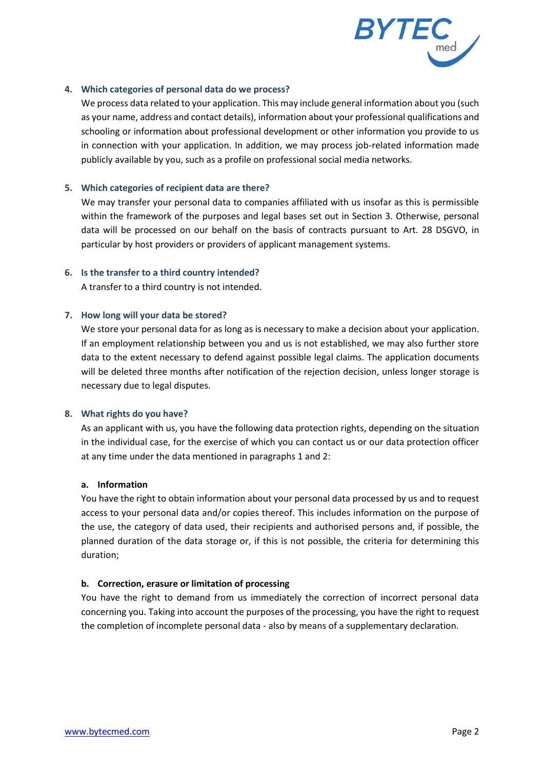## 4. Which categories of personal data do we process?

We process data related to your application. This may include general information about you (such as your name, address and contact details), information about your professional qualifications and schooling or information about professional development or other information you provide to us in connection with your application. In addition, we may process job-related information made publicly available by you, such as a profile on professional social media networks.

## 5. Which categories of recipient data are there?

We may transfer your personal data to companies affiliated with us insofar as this is permissible within the framework of the purposes and legal bases set out in Section 3. Otherwise, personal data will be processed on our behalf on the basis of contracts pursuant to Art. 28 DSGVO, in particular by host providers or providers of applicant management systems.

## 6. Is the transfer to a third country intended?

A transfer to a third country is not intended.

## 7. How long will your data be stored?

We store your personal data for as long as is necessary to make a decision about your application. If an employment relationship between you and us is not established, we may also further store data to the extent necessary to defend against possible legal claims. The application documents will be deleted three months after notification of the rejection decision, unless longer storage is necessary due to legal disputes.

## 8. What rights do you have?

As an applicant with us, you have the following data protection rights, depending on the situation in the individual case, for the exercise of which you can contact us or our data protection officer at any time under the data mentioned in paragraphs 1 and 2:

### a. Information

You have the right to obtain information about your personal data processed by us and to request access to your personal data and/or copies thereof. This includes information on the purpose of the use, the category of data used, their recipients and authorised persons and, if possible, the planned duration of the data storage or, if this is not possible, the criteria for determining this duration;

### b. Correction, erasure or limitation of processing

You have the right to demand from us immediately the correction of incorrect personal data concerning you. Taking into account the purposes of the processing, you have the right to request the completion of incomplete personal data - also by means of a supplementary declaration.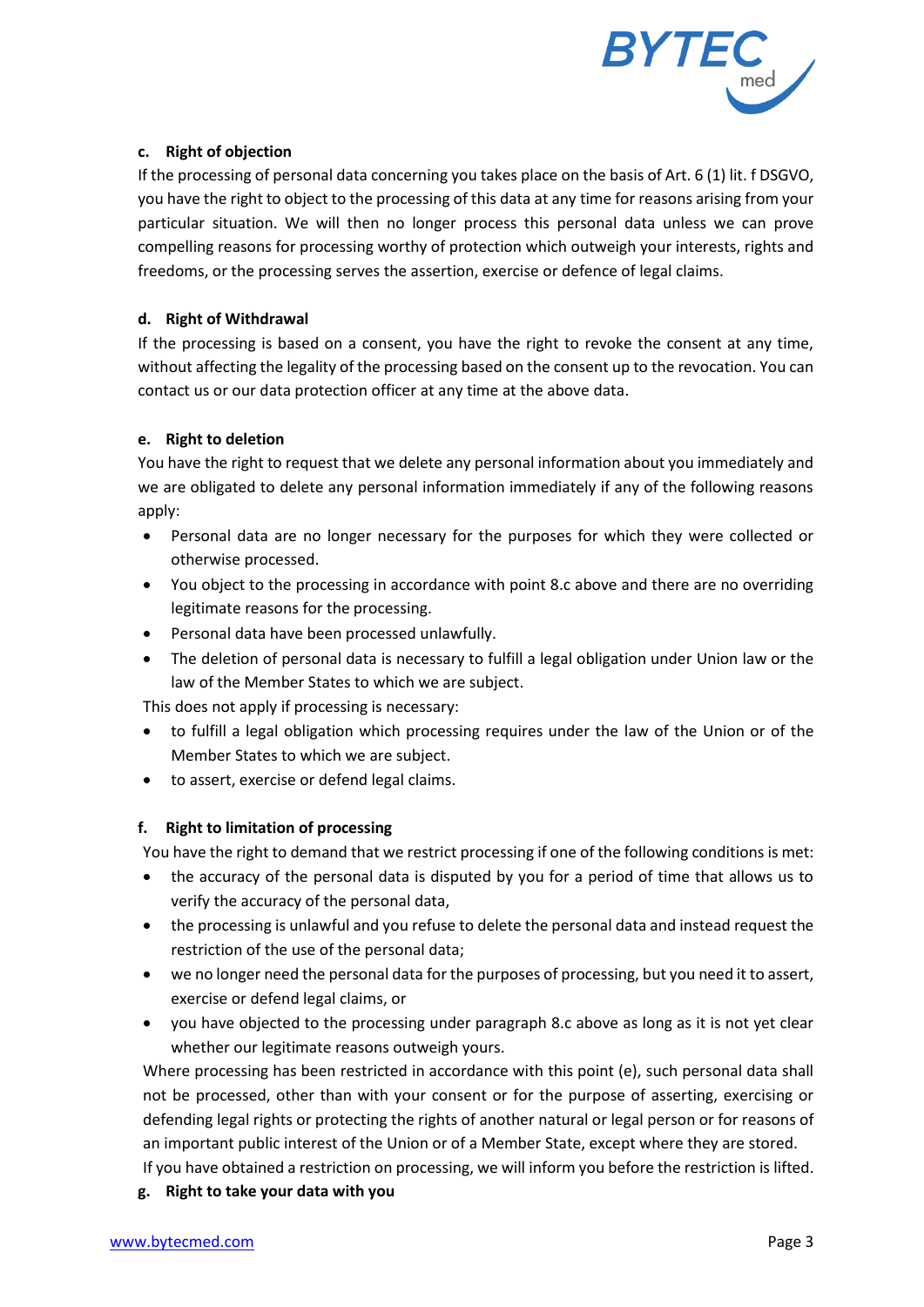**c. Right of objection**

If the processing of personal data concerning you takes place on the basis of Art. 6 (1) lit. f DSGVO, you have the right to object to the processing of this data at any time for reasons arising from your particular situation. We will then no longer process this personal data unless we can prove compelling reasons for processing worthy of protection which outweigh your interests, rights and freedoms, or the processing serves the assertion, exercise or defence of legal claims.

**d. Right of Withdrawal**

If the processing is based on a consent, you have the right to revoke the consent at any time, without affecting the legality of the processing based on the consent up to the revocation. You can contact us or our data protection officer at any time at the above data.

**e. Right to deletion**

You have the right to request that we delete any personal information about you immediately and we are obligated to delete any personal information immediately if any of the following reasons apply:

- Personal data are no longer necessary for the purposes for which they were collected or otherwise processed.
- You object to the processing in accordance with point 8.c above and there are no overriding legitimate reasons for the processing.
- Personal data have been processed unlawfully.
- The deletion of personal data is necessary to fulfill a legal obligation under Union law or the law of the Member States to which we are subject.

This does not apply if processing is necessary:

- to fulfill a legal obligation which processing requires under the law of the Union or of the Member States to which we are subject.
- to assert, exercise or defend legal claims.

**f. Right to limitation of processing**

You have the right to demand that we restrict processing if one of the following conditions is met:

- the accuracy of the personal data is disputed by you for a period of time that allows us to verify the accuracy of the personal data,
- the processing is unlawful and you refuse to delete the personal data and instead request the restriction of the use of the personal data;
- we no longer need the personal data for the purposes of processing, but you need it to assert, exercise or defend legal claims, or
- you have objected to the processing under paragraph 8.c above as long as it is not yet clear whether our legitimate reasons outweigh yours.

Where processing has been restricted in accordance with this point (e), such personal data shall not be processed, other than with your consent or for the purpose of asserting, exercising or defending legal rights or protecting the rights of another natural or legal person or for reasons of an important public interest of the Union or of a Member State, except where they are stored.

If you have obtained a restriction on processing, we will inform you before the restriction is lifted.

**g. Right to take your data with you**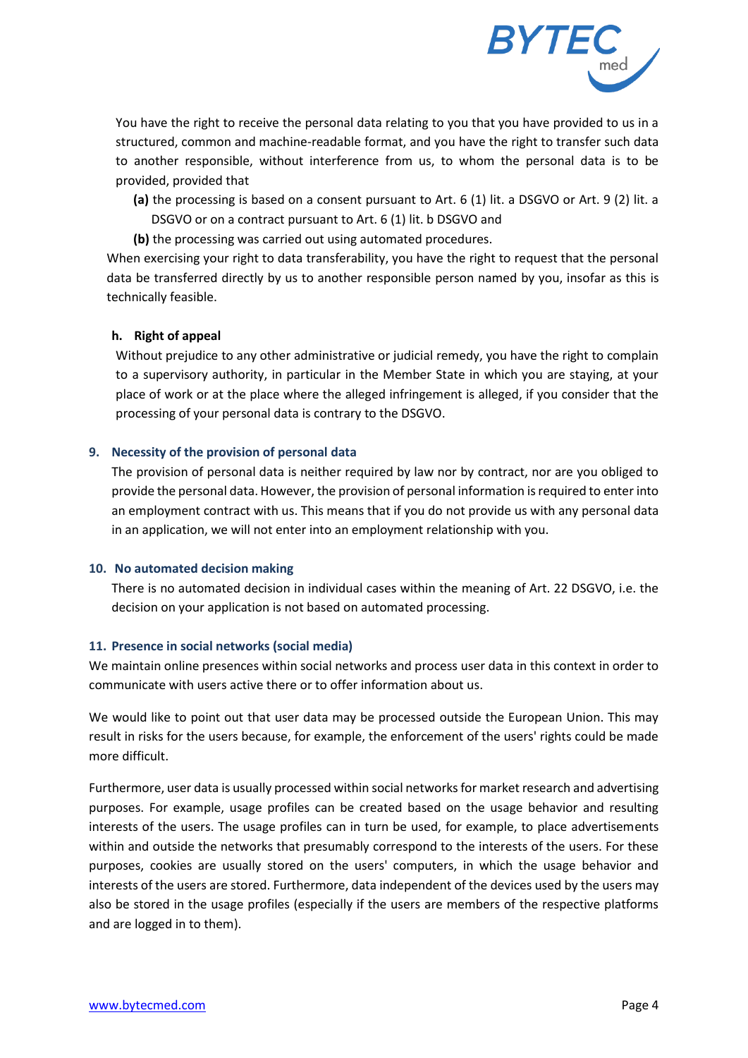You have the right to receive the personal data relating to you that you have provided to us in a structured, common and machine-readable format, and you have the right to transfer such data to another responsible, without interference from us, to whom the personal data is to be provided, provided that

**(a)** the processing is based on a consent pursuant to Art. 6 (1) lit. a DSGVO or Art. 9 (2) lit. a DSGVO or on a contract pursuant to Art. 6 (1) lit. b DSGVO and

**(b)** the processing was carried out using automated procedures.

When exercising your right to data transferability, you have the right to request that the personal data be transferred directly by us to another responsible person named by you, insofar as this is technically feasible.

**h. Right of appeal**

Without prejudice to any other administrative or judicial remedy, you have the right to complain to a supervisory authority, in particular in the Member State in which you are staying, at your place of work or at the place where the alleged infringement is alleged, if you consider that the processing of your personal data is contrary to the DSGVO.

## 9. Necessity of the provision of personal data

The provision of personal data is neither required by law nor by contract, nor are you obliged to provide the personal data. However, the provision of personal information is required to enter into an employment contract with us. This means that if you do not provide us with any personal data in an application, we will not enter into an employment relationship with you.

## 10. No automated decision making

There is no automated decision in individual cases within the meaning of Art. 22 DSGVO, i.e. the decision on your application is not based on automated processing.

## 11. Presence in social networks (social media)

We maintain online presences within social networks and process user data in this context in order to communicate with users active there or to offer information about us.

We would like to point out that user data may be processed outside the European Union. This may result in risks for the users because, for example, the enforcement of the users' rights could be made more difficult.

Furthermore, user data is usually processed within social networks for market research and advertising purposes. For example, usage profiles can be created based on the usage behavior and resulting interests of the users. The usage profiles can in turn be used, for example, to place advertisements within and outside the networks that presumably correspond to the interests of the users. For these purposes, cookies are usually stored on the users' computers, in which the usage behavior and interests of the users are stored. Furthermore, data independent of the devices used by the users may also be stored in the usage profiles (especially if the users are members of the respective platforms and are logged in to them).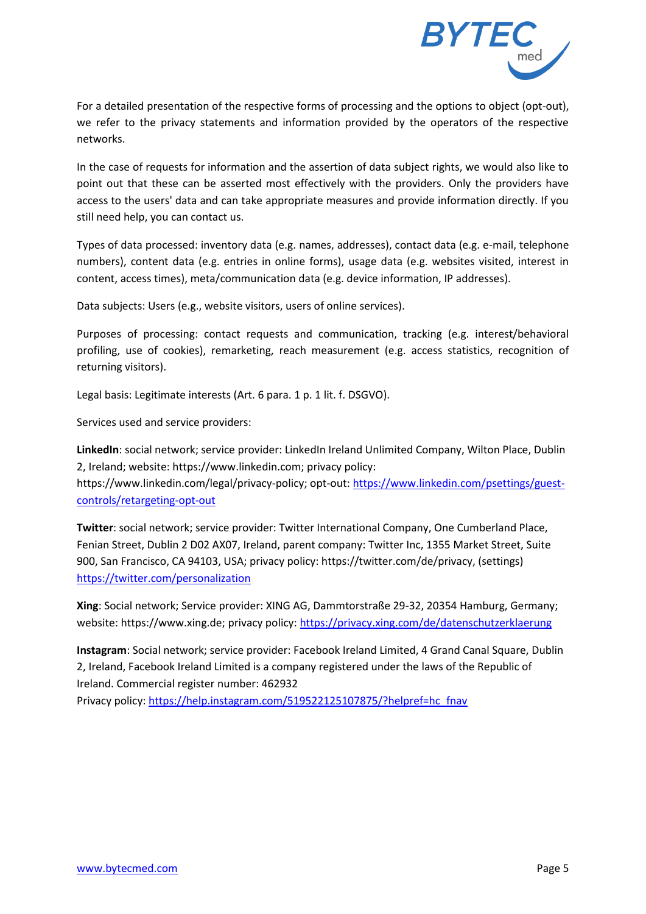For a detailed presentation of the respective forms of processing and the options to object (opt-out), we refer to the privacy statements and information provided by the operators of the respective networks.

In the case of requests for information and the assertion of data subject rights, we would also like to point out that these can be asserted most effectively with the providers. Only the providers have access to the users' data and can take appropriate measures and provide information directly. If you still need help, you can contact us.

Types of data processed: inventory data (e.g. names, addresses), contact data (e.g. e-mail, telephone numbers), content data (e.g. entries in online forms), usage data (e.g. websites visited, interest in content, access times), meta/communication data (e.g. device information, IP addresses).

Data subjects: Users (e.g., website visitors, users of online services).

Purposes of processing: contact requests and communication, tracking (e.g. interest/behavioral profiling, use of cookies), remarketing, reach measurement (e.g. access statistics, recognition of returning visitors).

Legal basis: Legitimate interests (Art. 6 para. 1 p. 1 lit. f. DSGVO).

Services used and service providers:

**LinkedIn**: social network; service provider: LinkedIn Ireland Unlimited Company, Wilton Place, Dublin 2, Ireland; website: https://www.linkedin.com; privacy policy: https://www.linkedin.com/legal/privacy-policy; opt-out: https://www.linkedin.com/psettings/guest-controls/retargeting-opt-out

**Twitter**: social network; service provider: Twitter International Company, One Cumberland Place, Fenian Street, Dublin 2 D02 AX07, Ireland, parent company: Twitter Inc, 1355 Market Street, Suite 900, San Francisco, CA 94103, USA; privacy policy: https://twitter.com/de/privacy, (settings) https://twitter.com/personalization

**Xing**: Social network; Service provider: XING AG, Dammtorstraße 29-32, 20354 Hamburg, Germany; website: https://www.xing.de; privacy policy: https://privacy.xing.com/de/datenschutzerklaerung

**Instagram**: Social network; service provider: Facebook Ireland Limited, 4 Grand Canal Square, Dublin 2, Ireland, Facebook Ireland Limited is a company registered under the laws of the Republic of Ireland. Commercial register number: 462932
Privacy policy: https://help.instagram.com/519522125107875/?helpref=hc_fnav